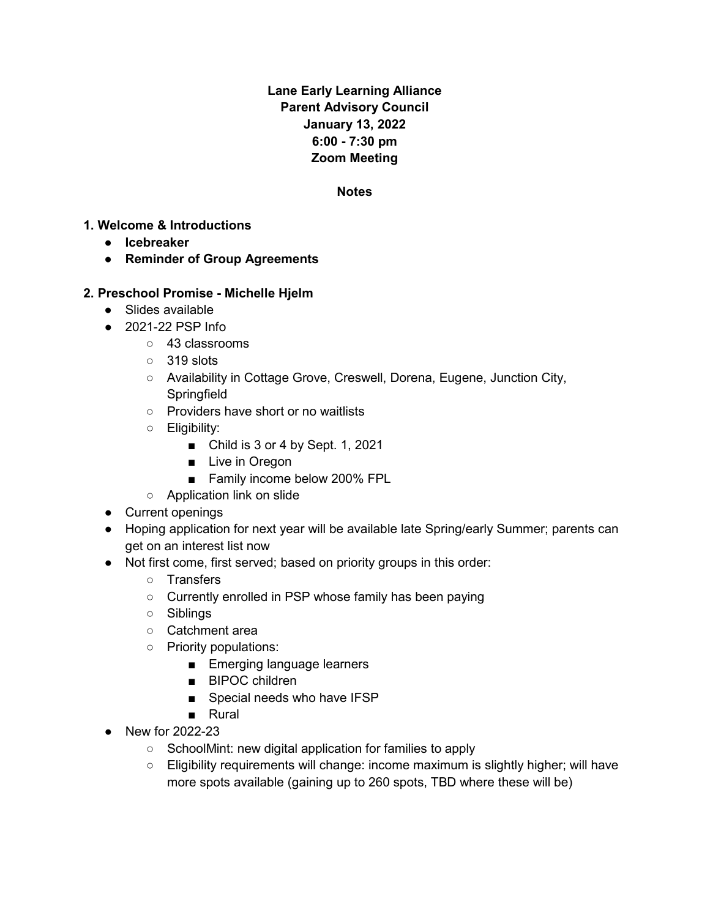**Lane Early Learning Alliance**
**Parent Advisory Council**
**January 13, 2022**
**6:00 - 7:30 pm**
**Zoom Meeting**

**Notes**

**1. Welcome & Introductions**

- **Icebreaker**
- **Reminder of Group Agreements**

**2. Preschool Promise - Michelle Hjelm**

- Slides available
- 2021-22 PSP Info
  - 43 classrooms
  - 319 slots
  - Availability in Cottage Grove, Creswell, Dorena, Eugene, Junction City, Springfield
  - Providers have short or no waitlists
  - Eligibility:
    - Child is 3 or 4 by Sept. 1, 2021
    - Live in Oregon
    - Family income below 200% FPL
  - Application link on slide
- Current openings
- Hoping application for next year will be available late Spring/early Summer; parents can get on an interest list now
- Not first come, first served; based on priority groups in this order:
  - Transfers
  - Currently enrolled in PSP whose family has been paying
  - Siblings
  - Catchment area
  - Priority populations:
    - Emerging language learners
    - BIPOC children
    - Special needs who have IFSP
    - Rural
- New for 2022-23
  - SchoolMint: new digital application for families to apply
  - Eligibility requirements will change: income maximum is slightly higher; will have more spots available (gaining up to 260 spots, TBD where these will be)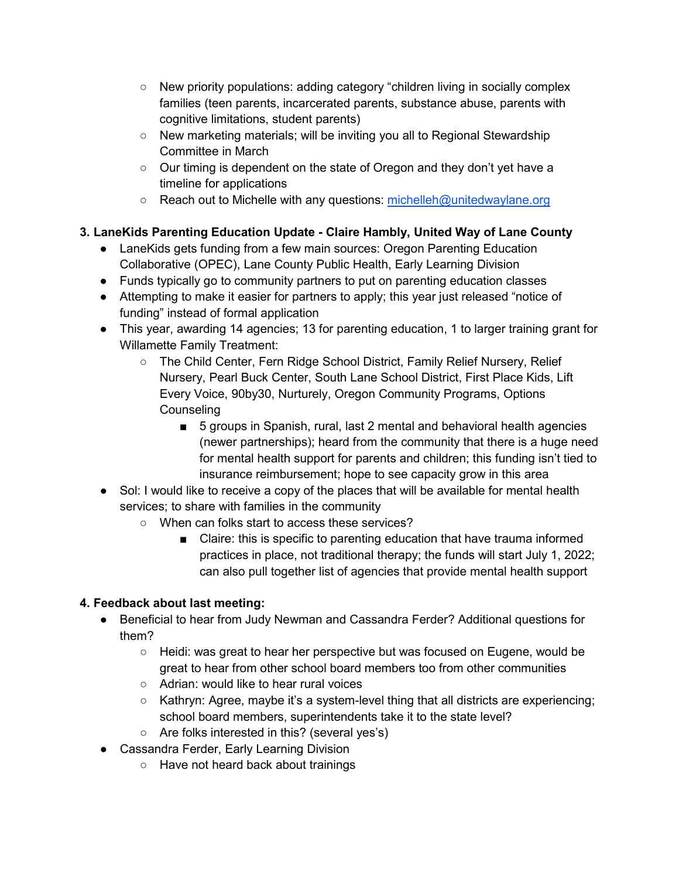- New priority populations: adding category "children living in socially complex families (teen parents, incarcerated parents, substance abuse, parents with cognitive limitations, student parents)
    - New marketing materials; will be inviting you all to Regional Stewardship Committee in March
    - Our timing is dependent on the state of Oregon and they don't yet have a timeline for applications
    - Reach out to Michelle with any questions: [michelleh@unitedwaylane.org](mailto:michelleh@unitedwaylane.org)

**3. LaneKids Parenting Education Update - Claire Hambly, United Way of Lane County**

- LaneKids gets funding from a few main sources: Oregon Parenting Education Collaborative (OPEC), Lane County Public Health, Early Learning Division
- Funds typically go to community partners to put on parenting education classes
- Attempting to make it easier for partners to apply; this year just released "notice of funding" instead of formal application
- This year, awarding 14 agencies; 13 for parenting education, 1 to larger training grant for Willamette Family Treatment:
    - The Child Center, Fern Ridge School District, Family Relief Nursery, Relief Nursery, Pearl Buck Center, South Lane School District, First Place Kids, Lift Every Voice, 90by30, Nurturely, Oregon Community Programs, Options Counseling
        - 5 groups in Spanish, rural, last 2 mental and behavioral health agencies (newer partnerships); heard from the community that there is a huge need for mental health support for parents and children; this funding isn't tied to insurance reimbursement; hope to see capacity grow in this area
- Sol: I would like to receive a copy of the places that will be available for mental health services; to share with families in the community
    - When can folks start to access these services?
        - Claire: this is specific to parenting education that have trauma informed practices in place, not traditional therapy; the funds will start July 1, 2022; can also pull together list of agencies that provide mental health support

**4. Feedback about last meeting:**

- Beneficial to hear from Judy Newman and Cassandra Ferder? Additional questions for them?
    - Heidi: was great to hear her perspective but was focused on Eugene, would be great to hear from other school board members too from other communities
    - Adrian: would like to hear rural voices
    - Kathryn: Agree, maybe it's a system-level thing that all districts are experiencing; school board members, superintendents take it to the state level?
    - Are folks interested in this? (several yes's)
- Cassandra Ferder, Early Learning Division
    - Have not heard back about trainings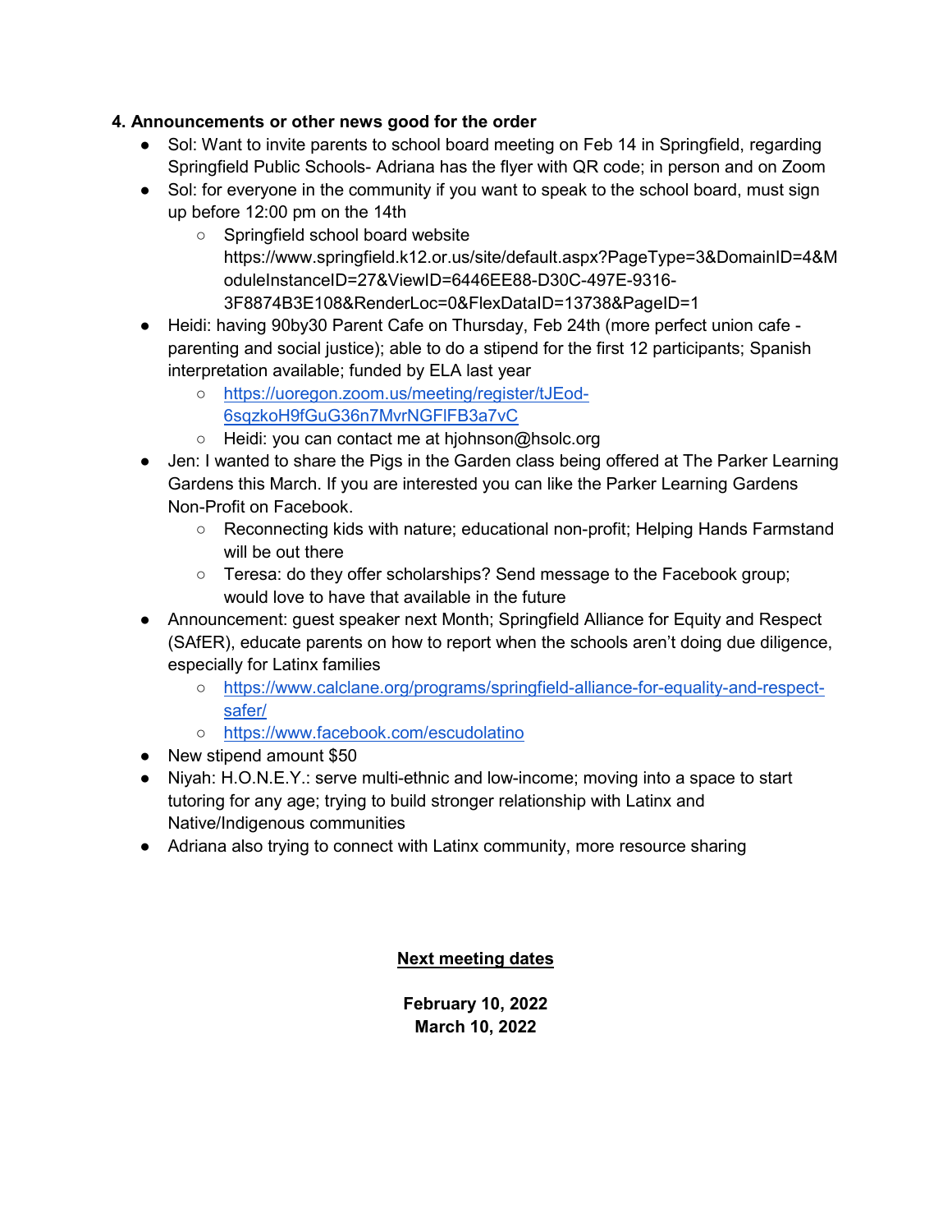**4. Announcements or other news good for the order**

- Sol: Want to invite parents to school board meeting on Feb 14 in Springfield, regarding Springfield Public Schools- Adriana has the flyer with QR code; in person and on Zoom
- Sol: for everyone in the community if you want to speak to the school board, must sign up before 12:00 pm on the 14th
  - Springfield school board website https://www.springfield.k12.or.us/site/default.aspx?PageType=3&DomainID=4&ModuleInstanceID=27&ViewID=6446EE88-D30C-497E-9316-3F8874B3E108&RenderLoc=0&FlexDataID=13738&PageID=1
- Heidi: having 90by30 Parent Cafe on Thursday, Feb 24th (more perfect union cafe - parenting and social justice); able to do a stipend for the first 12 participants; Spanish interpretation available; funded by ELA last year
  - https://uoregon.zoom.us/meeting/register/tJEod-6sqzkoH9fGuG36n7MvrNGFlFB3a7vC
  - Heidi: you can contact me at hjohnson@hsolc.org
- Jen: I wanted to share the Pigs in the Garden class being offered at The Parker Learning Gardens this March. If you are interested you can like the Parker Learning Gardens Non-Profit on Facebook.
  - Reconnecting kids with nature; educational non-profit; Helping Hands Farmstand will be out there
  - Teresa: do they offer scholarships? Send message to the Facebook group; would love to have that available in the future
- Announcement: guest speaker next Month; Springfield Alliance for Equity and Respect (SAfER), educate parents on how to report when the schools aren't doing due diligence, especially for Latinx families
  - https://www.calclane.org/programs/springfield-alliance-for-equality-and-respect-safer/
  - https://www.facebook.com/escudolatino
- New stipend amount $50
- Niyah: H.O.N.E.Y.: serve multi-ethnic and low-income; moving into a space to start tutoring for any age; trying to build stronger relationship with Latinx and Native/Indigenous communities
- Adriana also trying to connect with Latinx community, more resource sharing

**Next meeting dates**

**February 10, 2022**
**March 10, 2022**